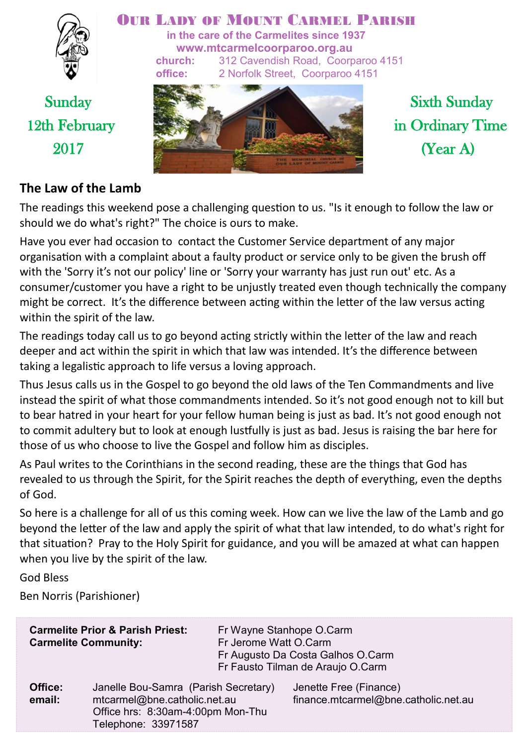# Our Lady of Mount Carmel Parish

**in the care of the Carmelites since 1937**

**www.mtcarmelcoorparoo.org.au**

**church:** 312 Cavendish Road, Coorparoo 4151

**office:** 2 Norfolk Street, Coorparoo 4151

Sunday 12th February 2017

Sixth Sunday in Ordinary Time (Year A)

## The Law of the Lamb

The readings this weekend pose a challenging question to us. "Is it enough to follow the law or should we do what's right?" The choice is ours to make.

Have you ever had occasion to contact the Customer Service department of any major organisation with a complaint about a faulty product or service only to be given the brush off with the 'Sorry it's not our policy' line or 'Sorry your warranty has just run out' etc. As a consumer/customer you have a right to be unjustly treated even though technically the company might be correct. It's the difference between acting within the letter of the law versus acting within the spirit of the law.

The readings today call us to go beyond acting strictly within the letter of the law and reach deeper and act within the spirit in which that law was intended. It's the difference between taking a legalistic approach to life versus a loving approach.

Thus Jesus calls us in the Gospel to go beyond the old laws of the Ten Commandments and live instead the spirit of what those commandments intended. So it's not good enough not to kill but to bear hatred in your heart for your fellow human being is just as bad. It's not good enough not to commit adultery but to look at enough lustfully is just as bad. Jesus is raising the bar here for those of us who choose to live the Gospel and follow him as disciples.

As Paul writes to the Corinthians in the second reading, these are the things that God has revealed to us through the Spirit, for the Spirit reaches the depth of everything, even the depths of God.

So here is a challenge for all of us this coming week. How can we live the law of the Lamb and go beyond the letter of the law and apply the spirit of what that law intended, to do what's right for that situation? Pray to the Holy Spirit for guidance, and you will be amazed at what can happen when you live by the spirit of the law.

God Bless

Ben Norris (Parishioner)

**Carmelite Prior & Parish Priest:** Fr Wayne Stanhope O.Carm
**Carmelite Community:** Fr Jerome Watt O.Carm
Fr Augusto Da Costa Galhos O.Carm
Fr Fausto Tilman de Araujo O.Carm

**Office:** Janelle Bou-Samra (Parish Secretary)
**email:** mtcarmel@bne.catholic.net.au
Office hrs: 8:30am-4:00pm Mon-Thu
Telephone: 33971587

Jenette Free (Finance)
finance.mtcarmel@bne.catholic.net.au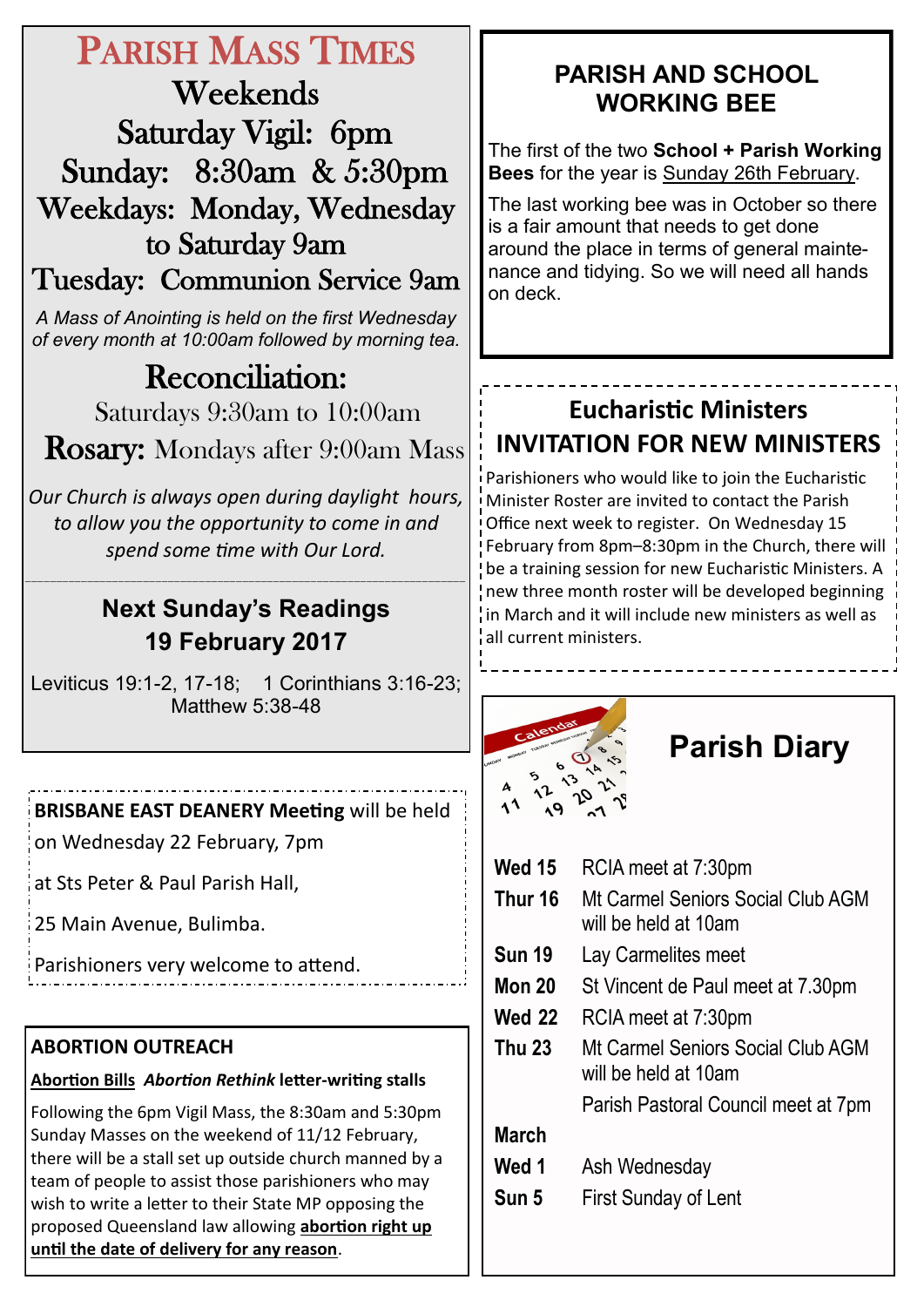# Parish Mass Times

## Weekends

**Saturday Vigil: 6pm**

**Sunday: 8:30am & 5:30pm**

**Weekdays: Monday, Wednesday to Saturday 9am**

**Tuesday: Communion Service 9am**

*A Mass of Anointing is held on the first Wednesday of every month at 10:00am followed by morning tea.*

## Reconciliation:

Saturdays 9:30am to 10:00am

**Rosary:** Mondays after 9:00am Mass

*Our Church is always open during daylight hours, to allow you the opportunity to come in and spend some time with Our Lord.*

## Next Sunday's Readings 19 February 2017

Leviticus 19:1-2, 17-18; 1 Corinthians 3:16-23; Matthew 5:38-48

**BRISBANE EAST DEANERY Meeting** will be held on Wednesday 22 February, 7pm

at Sts Peter & Paul Parish Hall,

25 Main Avenue, Bulimba.

Parishioners very welcome to attend.

## ABORTION OUTREACH

**Abortion Bills** ***Abortion Rethink*** **letter-writing stalls**

Following the 6pm Vigil Mass, the 8:30am and 5:30pm Sunday Masses on the weekend of 11/12 February, there will be a stall set up outside church manned by a team of people to assist those parishioners who may wish to write a letter to their State MP opposing the proposed Queensland law allowing **abortion right up until the date of delivery for any reason**.

## PARISH AND SCHOOL WORKING BEE

The first of the two **School + Parish Working Bees** for the year is Sunday 26th February.

The last working bee was in October so there is a fair amount that needs to get done around the place in terms of general maintenance and tidying. So we will need all hands on deck.

## Eucharistic Ministers INVITATION FOR NEW MINISTERS

Parishioners who would like to join the Eucharistic Minister Roster are invited to contact the Parish Office next week to register. On Wednesday 15 February from 8pm–8:30pm in the Church, there will be a training session for new Eucharistic Ministers. A new three month roster will be developed beginning in March and it will include new ministers as well as all current ministers.

## Parish Diary

| | |
|---|---|
| **Wed 15** | RCIA meet at 7:30pm |
| **Thur 16** | Mt Carmel Seniors Social Club AGM will be held at 10am |
| **Sun 19** | Lay Carmelites meet |
| **Mon 20** | St Vincent de Paul meet at 7.30pm |
| **Wed 22** | RCIA meet at 7:30pm |
| **Thu 23** | Mt Carmel Seniors Social Club AGM will be held at 10am |
| | Parish Pastoral Council meet at 7pm |
| **March** | |
| **Wed 1** | Ash Wednesday |
| **Sun 5** | First Sunday of Lent |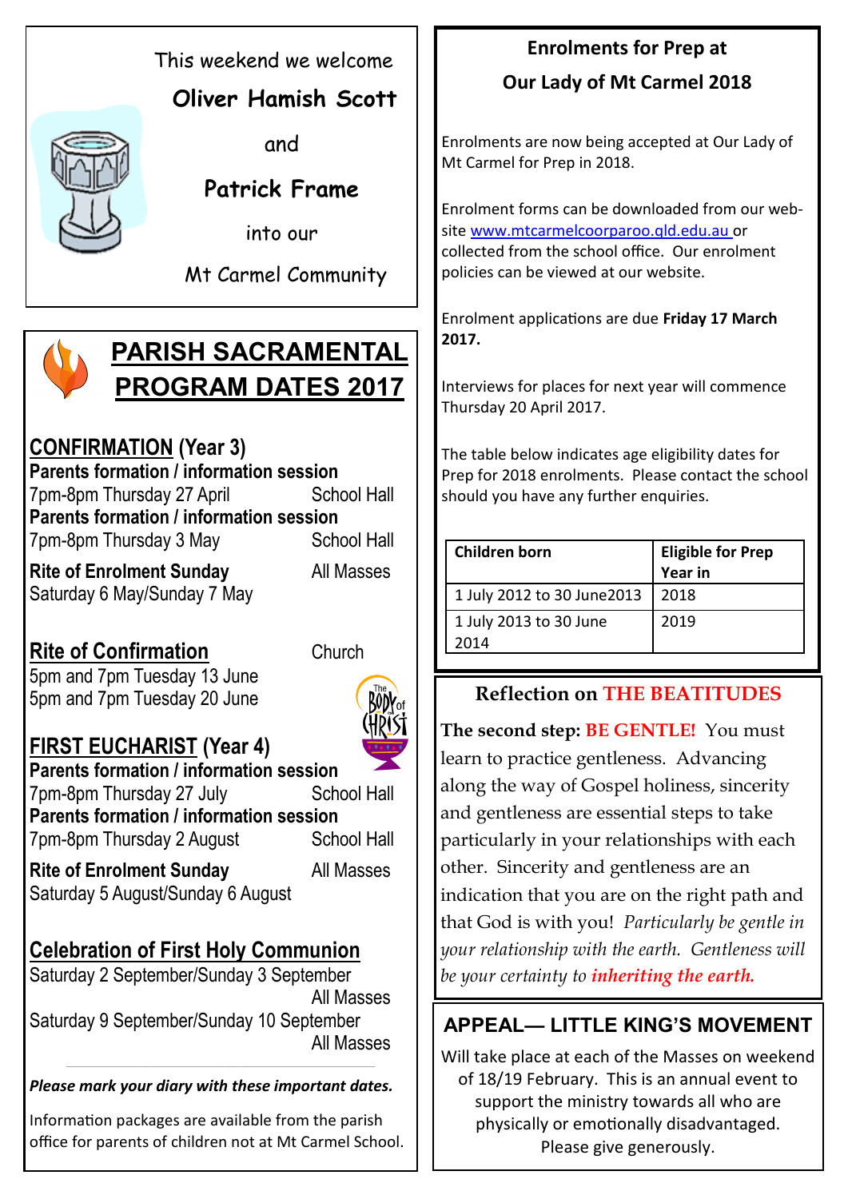This weekend we welcome

**Oliver Hamish Scott**

and

**Patrick Frame**

into our

Mt Carmel Community

# PARISH SACRAMENTAL PROGRAM DATES 2017

## CONFIRMATION (Year 3)

**Parents formation / information session**
7pm-8pm Thursday 27 April — School Hall

**Parents formation / information session**
7pm-8pm Thursday 3 May — School Hall

**Rite of Enrolment Sunday** — All Masses
Saturday 6 May/Sunday 7 May

**Rite of Confirmation** — Church
5pm and 7pm Tuesday 13 June
5pm and 7pm Tuesday 20 June

## FIRST EUCHARIST (Year 4)

**Parents formation / information session**
7pm-8pm Thursday 27 July — School Hall

**Parents formation / information session**
7pm-8pm Thursday 2 August — School Hall

**Rite of Enrolment Sunday** — All Masses
Saturday 5 August/Sunday 6 August

**Celebration of First Holy Communion**
Saturday 2 September/Sunday 3 September — All Masses
Saturday 9 September/Sunday 10 September — All Masses

***Please mark your diary with these important dates.***

Information packages are available from the parish office for parents of children not at Mt Carmel School.

## Enrolments for Prep at Our Lady of Mt Carmel 2018

Enrolments are now being accepted at Our Lady of Mt Carmel for Prep in 2018.

Enrolment forms can be downloaded from our website www.mtcarmelcoorparoo.qld.edu.au or collected from the school office. Our enrolment policies can be viewed at our website.

Enrolment applications are due **Friday 17 March 2017.**

Interviews for places for next year will commence Thursday 20 April 2017.

The table below indicates age eligibility dates for Prep for 2018 enrolments. Please contact the school should you have any further enquiries.

| Children born | Eligible for Prep Year in |
|---|---|
| 1 July 2012 to 30 June2013 | 2018 |
| 1 July 2013 to 30 June 2014 | 2019 |

## Reflection on THE BEATITUDES

**The second step: BE GENTLE!** You must learn to practice gentleness. Advancing along the way of Gospel holiness, sincerity and gentleness are essential steps to take particularly in your relationships with each other. Sincerity and gentleness are an indication that you are on the right path and that God is with you! *Particularly be gentle in your relationship with the earth. Gentleness will be your certainty to **inheriting the earth.***

## APPEAL— LITTLE KING'S MOVEMENT

Will take place at each of the Masses on weekend of 18/19 February. This is an annual event to support the ministry towards all who are physically or emotionally disadvantaged. Please give generously.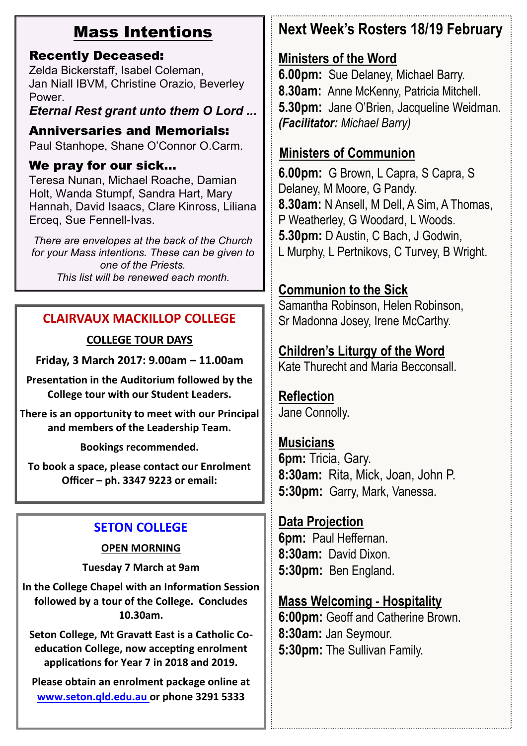# Mass Intentions

### Recently Deceased:

Zelda Bickerstaff, Isabel Coleman, Jan Niall IBVM, Christine Orazio, Beverley Power.

***Eternal Rest grant unto them O Lord ...***

### Anniversaries and Memorials:

Paul Stanhope, Shane O'Connor O.Carm.

### We pray for our sick...

Teresa Nunan, Michael Roache, Damian Holt, Wanda Stumpf, Sandra Hart, Mary Hannah, David Isaacs, Clare Kinross, Liliana Erceq, Sue Fennell-Ivas.

*There are envelopes at the back of the Church for your Mass intentions. These can be given to one of the Priests.*
*This list will be renewed each month.*

## CLAIRVAUX MACKILLOP COLLEGE

**COLLEGE TOUR DAYS**

**Friday, 3 March 2017: 9.00am – 11.00am**

**Presentation in the Auditorium followed by the College tour with our Student Leaders.**

**There is an opportunity to meet with our Principal and members of the Leadership Team.**

**Bookings recommended.**

**To book a space, please contact our Enrolment Officer – ph. 3347 9223 or email:**

## SETON COLLEGE

**OPEN MORNING**

**Tuesday 7 March at 9am**

**In the College Chapel with an Information Session followed by a tour of the College. Concludes 10.30am.**

**Seton College, Mt Gravatt East is a Catholic Co-education College, now accepting enrolment applications for Year 7 in 2018 and 2019.**

**Please obtain an enrolment package online at www.seton.qld.edu.au or phone 3291 5333**

# Next Week's Rosters 18/19 February

### Ministers of the Word

**6.00pm:** Sue Delaney, Michael Barry.
**8.30am:** Anne McKenny, Patricia Mitchell.
**5.30pm:** Jane O'Brien, Jacqueline Weidman.
***(Facilitator:** Michael Barry)*

### Ministers of Communion

**6.00pm:** G Brown, L Capra, S Capra, S Delaney, M Moore, G Pandy.
**8.30am:** N Ansell, M Dell, A Sim, A Thomas, P Weatherley, G Woodard, L Woods.
**5.30pm:** D Austin, C Bach, J Godwin, L Murphy, L Pertnikovs, C Turvey, B Wright.

### Communion to the Sick

Samantha Robinson, Helen Robinson, Sr Madonna Josey, Irene McCarthy.

### Children's Liturgy of the Word

Kate Thurecht and Maria Becconsall.

### Reflection

Jane Connolly.

### Musicians

**6pm:** Tricia, Gary.
**8:30am:** Rita, Mick, Joan, John P.
**5:30pm:** Garry, Mark, Vanessa.

### Data Projection

**6pm:** Paul Heffernan.
**8:30am:** David Dixon.
**5:30pm:** Ben England.

### Mass Welcoming - Hospitality

**6:00pm:** Geoff and Catherine Brown.
**8:30am:** Jan Seymour.
**5:30pm:** The Sullivan Family.